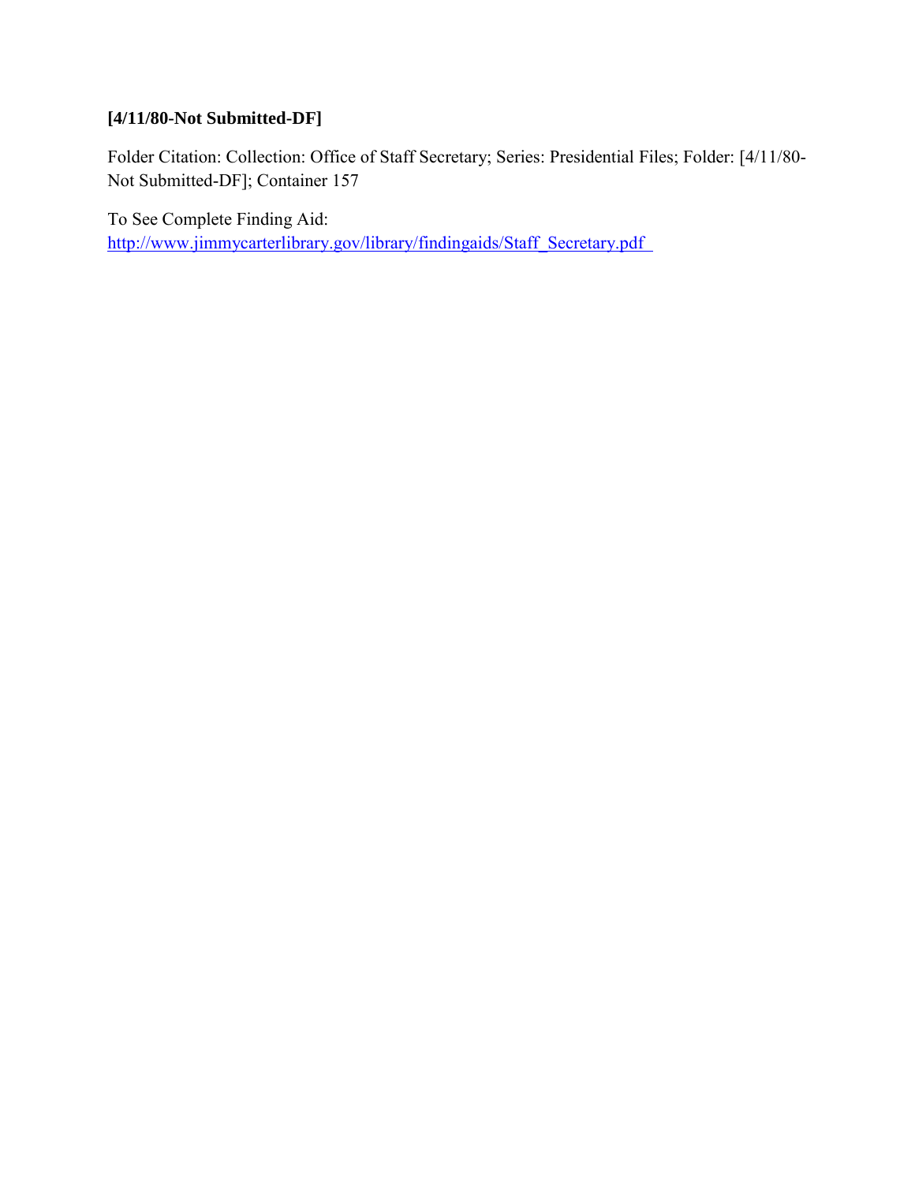**[4/11/80-Not Submitted-DF]**

Folder Citation: Collection: Office of Staff Secretary; Series: Presidential Files; Folder: [4/11/80-Not Submitted-DF]; Container 157

To See Complete Finding Aid:
http://www.jimmycarterlibrary.gov/library/findingaids/Staff_Secretary.pdf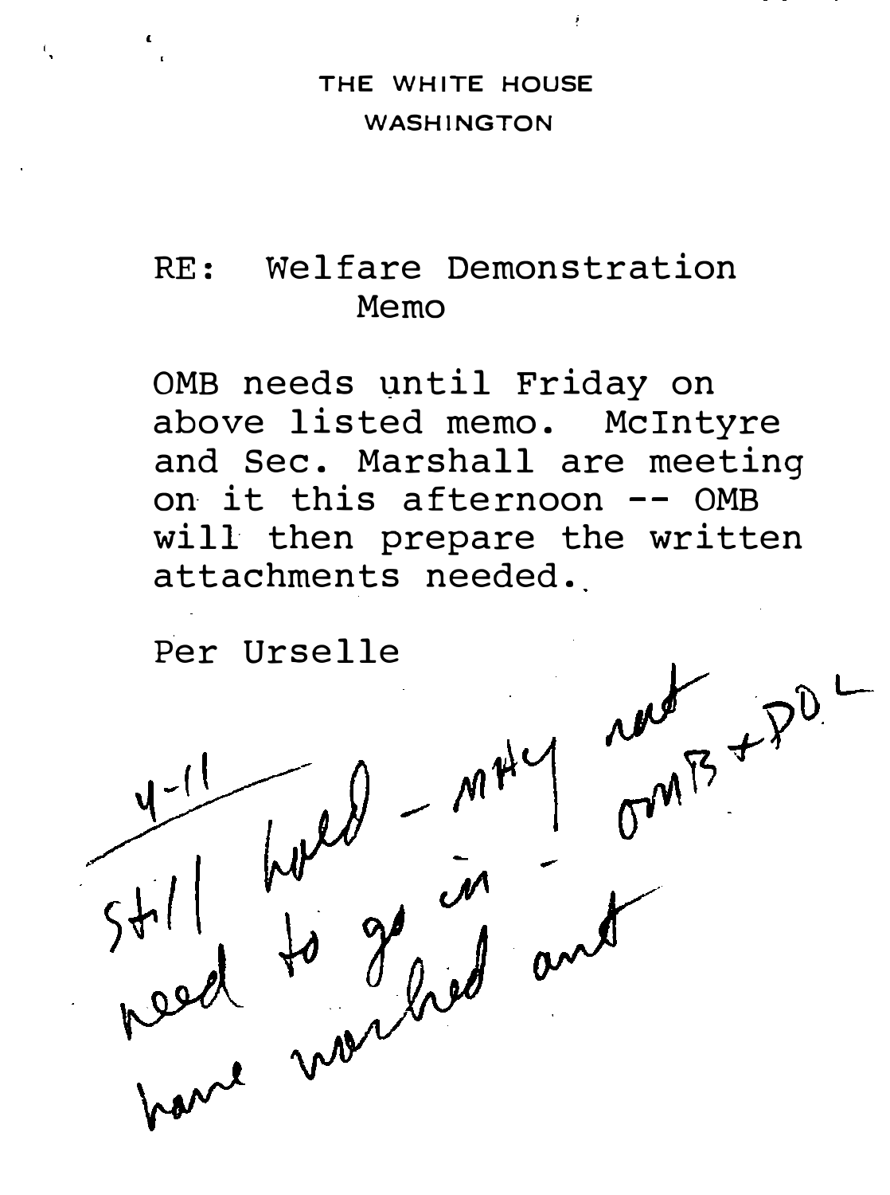THE WHITE HOUSE
WASHINGTON

RE: Welfare Demonstration Memo

OMB needs until Friday on above listed memo. McIntyre and Sec. Marshall are meeting on it this afternoon -- OMB will then prepare the written attachments needed.

Per Urselle

4-11
Still hold - may not need to go in - OMB + DOL have worked out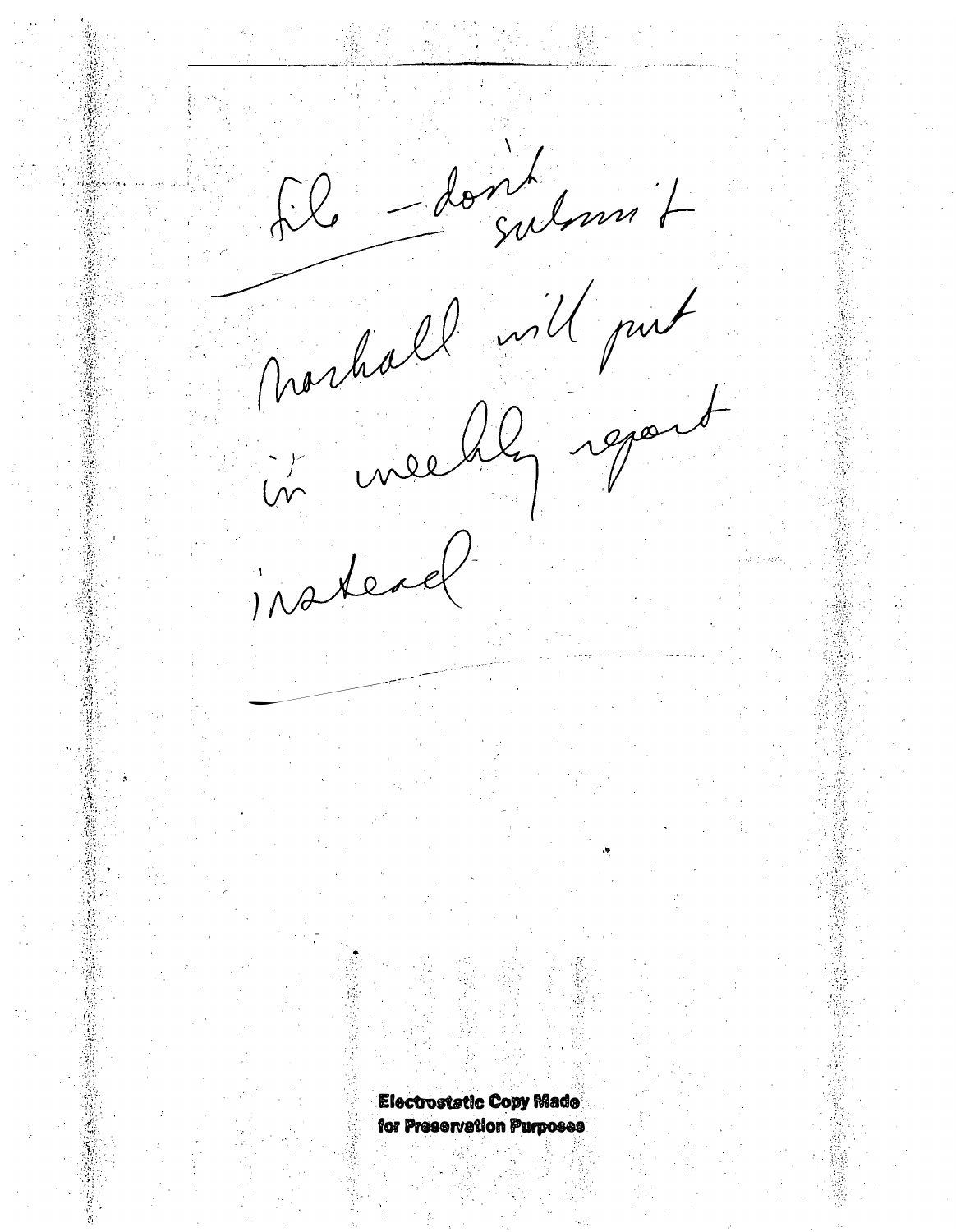File — don't submit

Marshall will put in weekly report instead

Electrostatic Copy Made for Preservation Purposes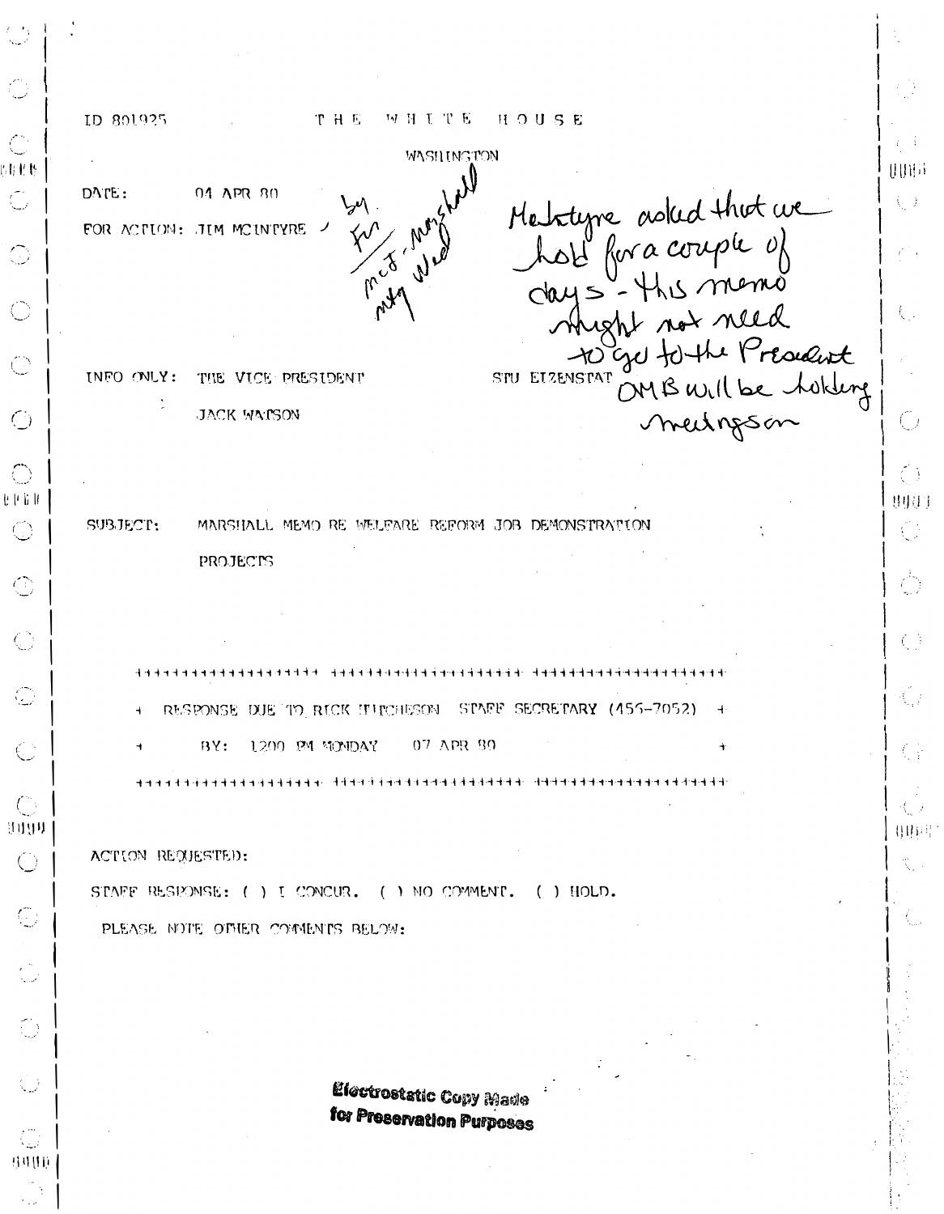ID 801925

THE WHITE HOUSE

WASHINGTON

DATE: 04 APR 80

FOR ACTION: JIM MCINTYRE

by Fri
mcI-Marshall
mtg Wed

McIntyre asked that we hold for a couple of days - this memo might not need to go to the President OMB will be holding meetings on

INFO ONLY: THE VICE PRESIDENT

JACK WATSON

STU EIZENSTAT

SUBJECT: MARSHALL MEMO RE WELFARE REFORM JOB DEMONSTRATION PROJECTS

```
++++++++++++++++++++++++++++++++++++++++++++++++++++++++++++
+ RESPONSE DUE TO RICK HUTCHESON STAFF SECRETARY (456-7052) +
+ BY: 1200 PM MONDAY 07 APR 80                             +
++++++++++++++++++++++++++++++++++++++++++++++++++++++++++++
```

ACTION REQUESTED:

STAFF RESPONSE: ( ) I CONCUR. ( ) NO COMMENT. ( ) HOLD.

PLEASE NOTE OTHER COMMENTS BELOW:

**Electrostatic Copy Made for Preservation Purposes**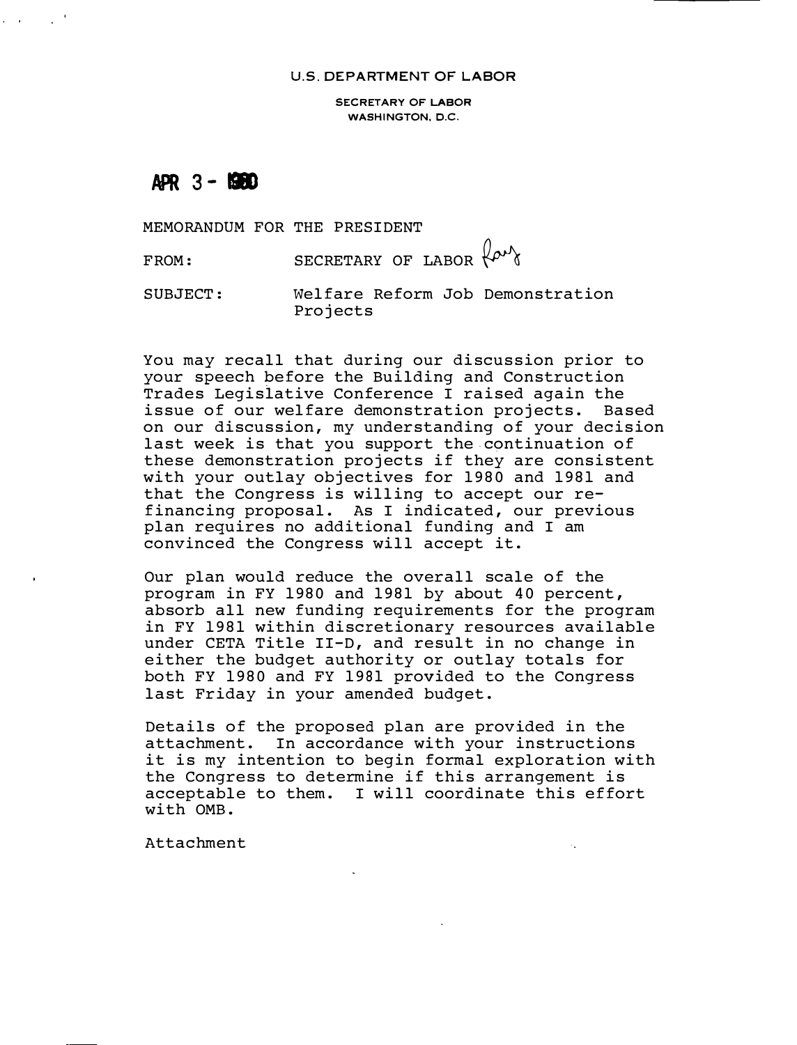U.S. DEPARTMENT OF LABOR

SECRETARY OF LABOR
WASHINGTON, D.C.

**APR 3 - 1980**

MEMORANDUM FOR THE PRESIDENT

FROM: SECRETARY OF LABOR Ray

SUBJECT: Welfare Reform Job Demonstration Projects

You may recall that during our discussion prior to your speech before the Building and Construction Trades Legislative Conference I raised again the issue of our welfare demonstration projects. Based on our discussion, my understanding of your decision last week is that you support the continuation of these demonstration projects if they are consistent with your outlay objectives for 1980 and 1981 and that the Congress is willing to accept our re-financing proposal. As I indicated, our previous plan requires no additional funding and I am convinced the Congress will accept it.

Our plan would reduce the overall scale of the program in FY 1980 and 1981 by about 40 percent, absorb all new funding requirements for the program in FY 1981 within discretionary resources available under CETA Title II-D, and result in no change in either the budget authority or outlay totals for both FY 1980 and FY 1981 provided to the Congress last Friday in your amended budget.

Details of the proposed plan are provided in the attachment. In accordance with your instructions it is my intention to begin formal exploration with the Congress to determine if this arrangement is acceptable to them. I will coordinate this effort with OMB.

Attachment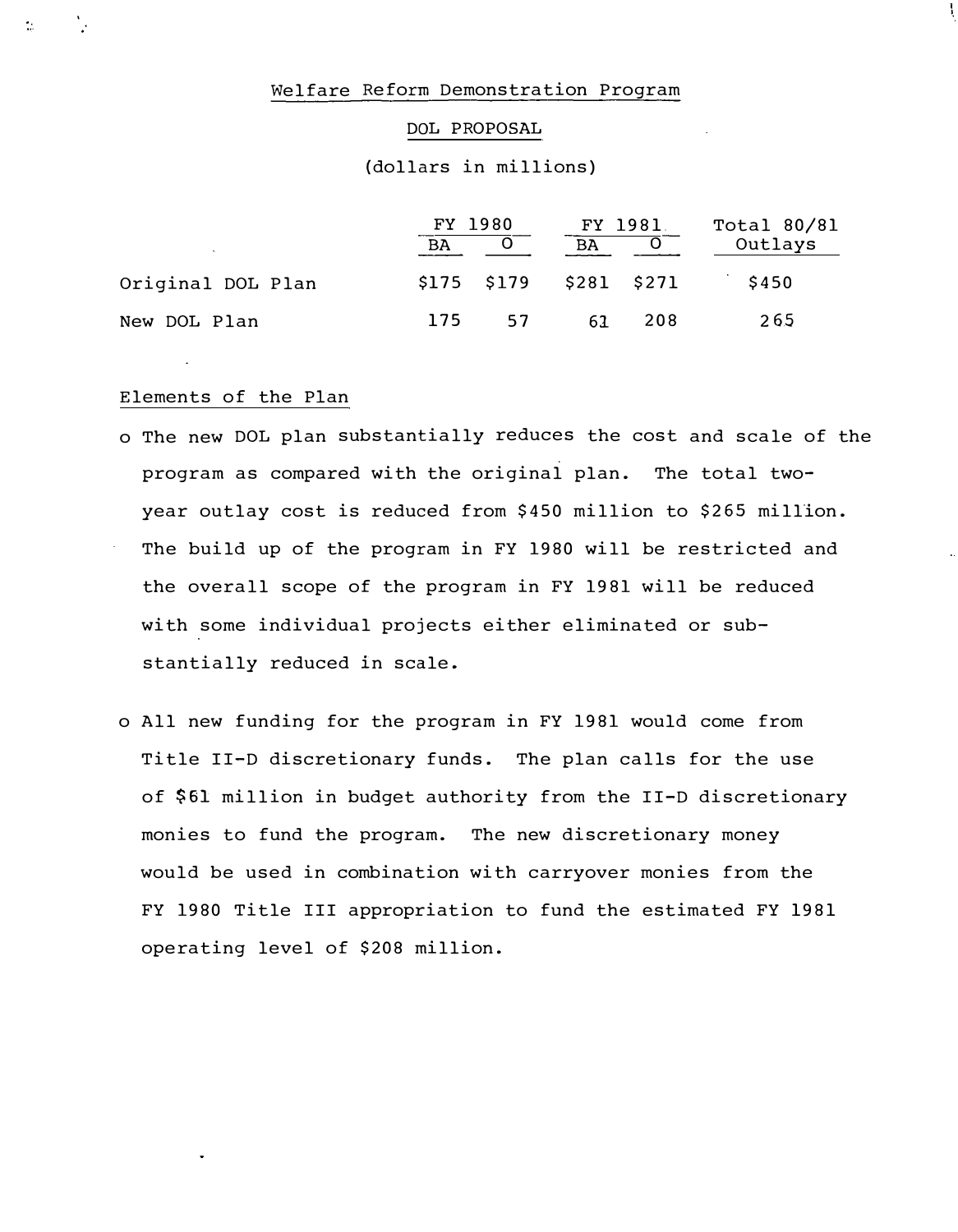# Welfare Reform Demonstration Program

## DOL PROPOSAL

(dollars in millions)

| | FY 1980 | | FY 1981 | | Total 80/81 |
|---|---|---|---|---|---|
| | BA | O | BA | O | Outlays |
| Original DOL Plan | $175 | $179 | $281 | $271 | $450 |
| New DOL Plan | 175 | 57 | 61 | 208 | 265 |

## Elements of the Plan

- The new DOL plan substantially reduces the cost and scale of the program as compared with the original plan. The total two-year outlay cost is reduced from $450 million to $265 million. The build up of the program in FY 1980 will be restricted and the overall scope of the program in FY 1981 will be reduced with some individual projects either eliminated or substantially reduced in scale.

- All new funding for the program in FY 1981 would come from Title II-D discretionary funds. The plan calls for the use of $61 million in budget authority from the II-D discretionary monies to fund the program. The new discretionary money would be used in combination with carryover monies from the FY 1980 Title III appropriation to fund the estimated FY 1981 operating level of $208 million.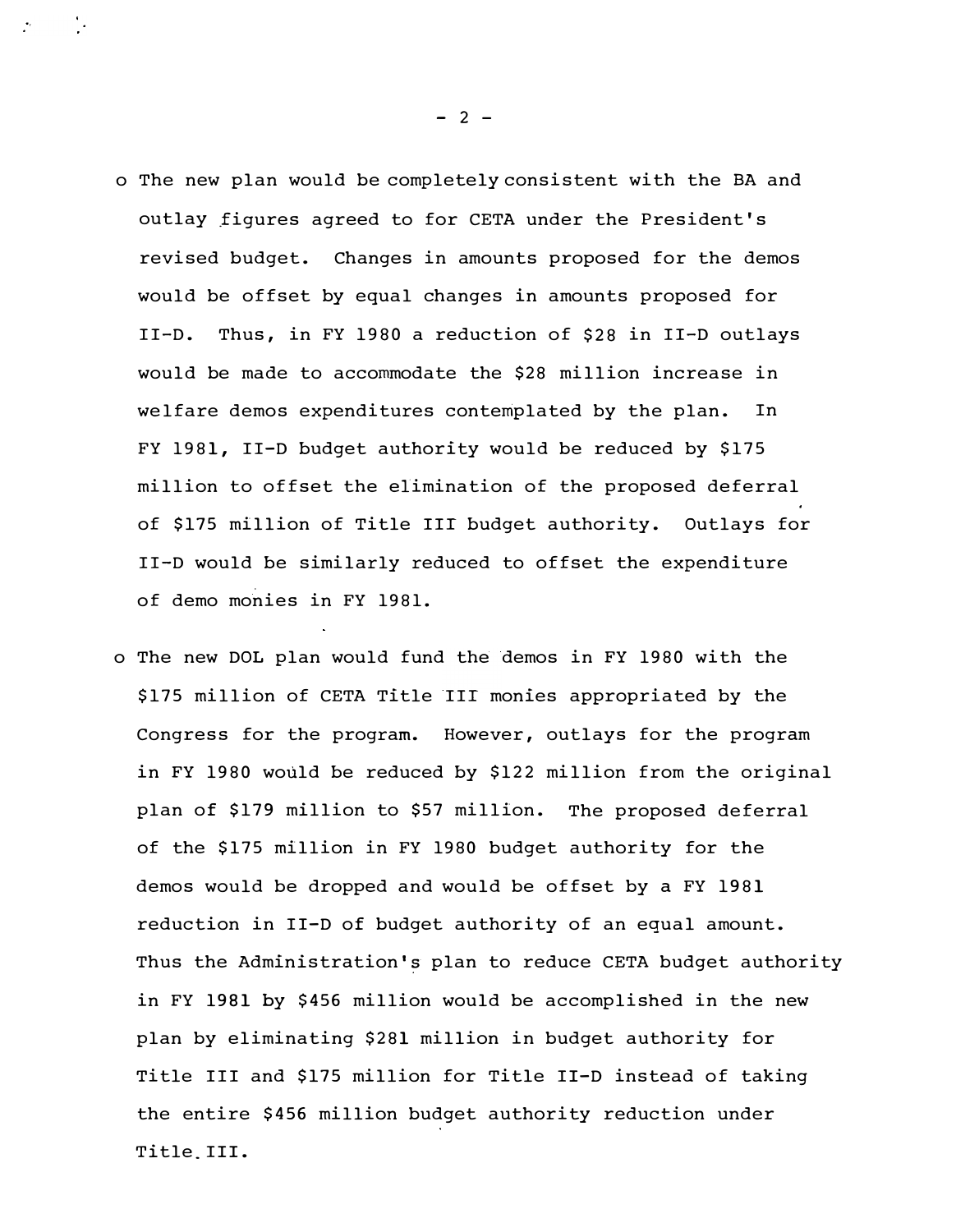- The new plan would be completely consistent with the BA and outlay figures agreed to for CETA under the President's revised budget. Changes in amounts proposed for the demos would be offset by equal changes in amounts proposed for II-D. Thus, in FY 1980 a reduction of $28 in II-D outlays would be made to accommodate the $28 million increase in welfare demos expenditures contemplated by the plan. In FY 1981, II-D budget authority would be reduced by $175 million to offset the elimination of the proposed deferral of $175 million of Title III budget authority. Outlays for II-D would be similarly reduced to offset the expenditure of demo monies in FY 1981.

- The new DOL plan would fund the demos in FY 1980 with the $175 million of CETA Title III monies appropriated by the Congress for the program. However, outlays for the program in FY 1980 would be reduced by $122 million from the original plan of $179 million to $57 million. The proposed deferral of the $175 million in FY 1980 budget authority for the demos would be dropped and would be offset by a FY 1981 reduction in II-D of budget authority of an equal amount. Thus the Administration's plan to reduce CETA budget authority in FY 1981 by $456 million would be accomplished in the new plan by eliminating $281 million in budget authority for Title III and $175 million for Title II-D instead of taking the entire $456 million budget authority reduction under Title III.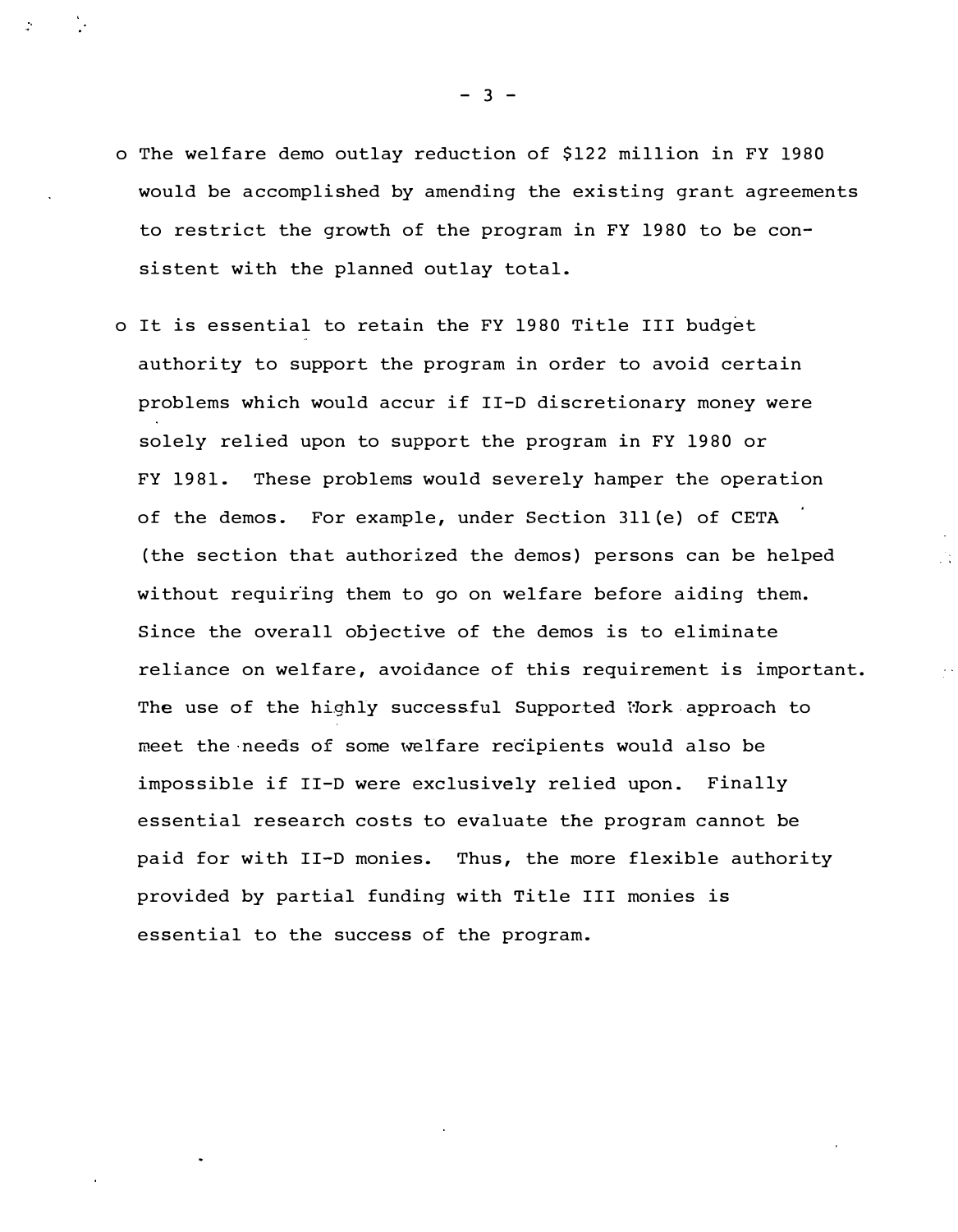- The welfare demo outlay reduction of $122 million in FY 1980 would be accomplished by amending the existing grant agreements to restrict the growth of the program in FY 1980 to be consistent with the planned outlay total.

- It is essential to retain the FY 1980 Title III budget authority to support the program in order to avoid certain problems which would accur if II-D discretionary money were solely relied upon to support the program in FY 1980 or FY 1981. These problems would severely hamper the operation of the demos. For example, under Section 311(e) of CETA (the section that authorized the demos) persons can be helped without requiring them to go on welfare before aiding them. Since the overall objective of the demos is to eliminate reliance on welfare, avoidance of this requirement is important. The use of the highly successful Supported Work approach to meet the needs of some welfare recipients would also be impossible if II-D were exclusively relied upon. Finally essential research costs to evaluate the program cannot be paid for with II-D monies. Thus, the more flexible authority provided by partial funding with Title III monies is essential to the success of the program.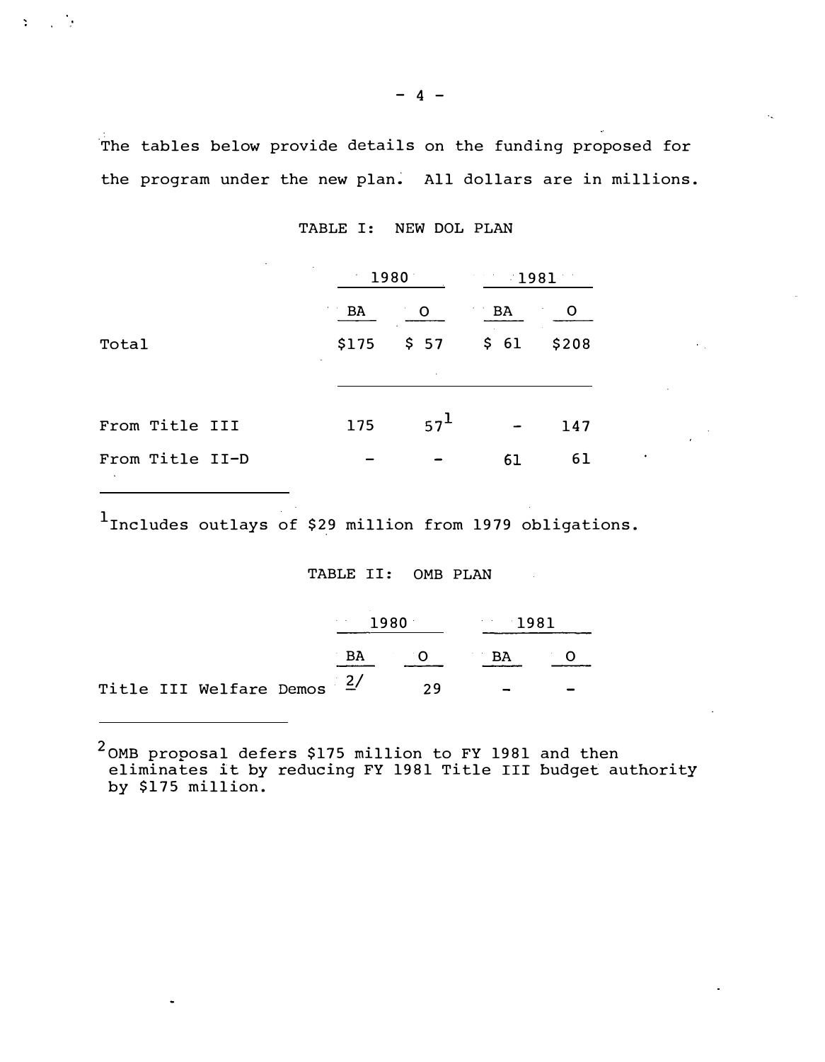The tables below provide details on the funding proposed for the program under the new plan. All dollars are in millions.

TABLE I: NEW DOL PLAN

| | 1980 | | 1981 | |
|---|---|---|---|---|
| | BA | O | BA | O |
| Total | $175 | $ 57 | $ 61 | $208 |
| From Title III | 175 | 57[1] | - | 147 |
| From Title II-D | - | - | 61 | 61 |

[1]Includes outlays of $29 million from 1979 obligations.

TABLE II: OMB PLAN

| | 1980 | | 1981 | |
|---|---|---|---|---|
| | BA | O | BA | O |
| Title III Welfare Demos | 2/ | 29 | - | - |

[2]OMB proposal defers $175 million to FY 1981 and then eliminates it by reducing FY 1981 Title III budget authority by $175 million.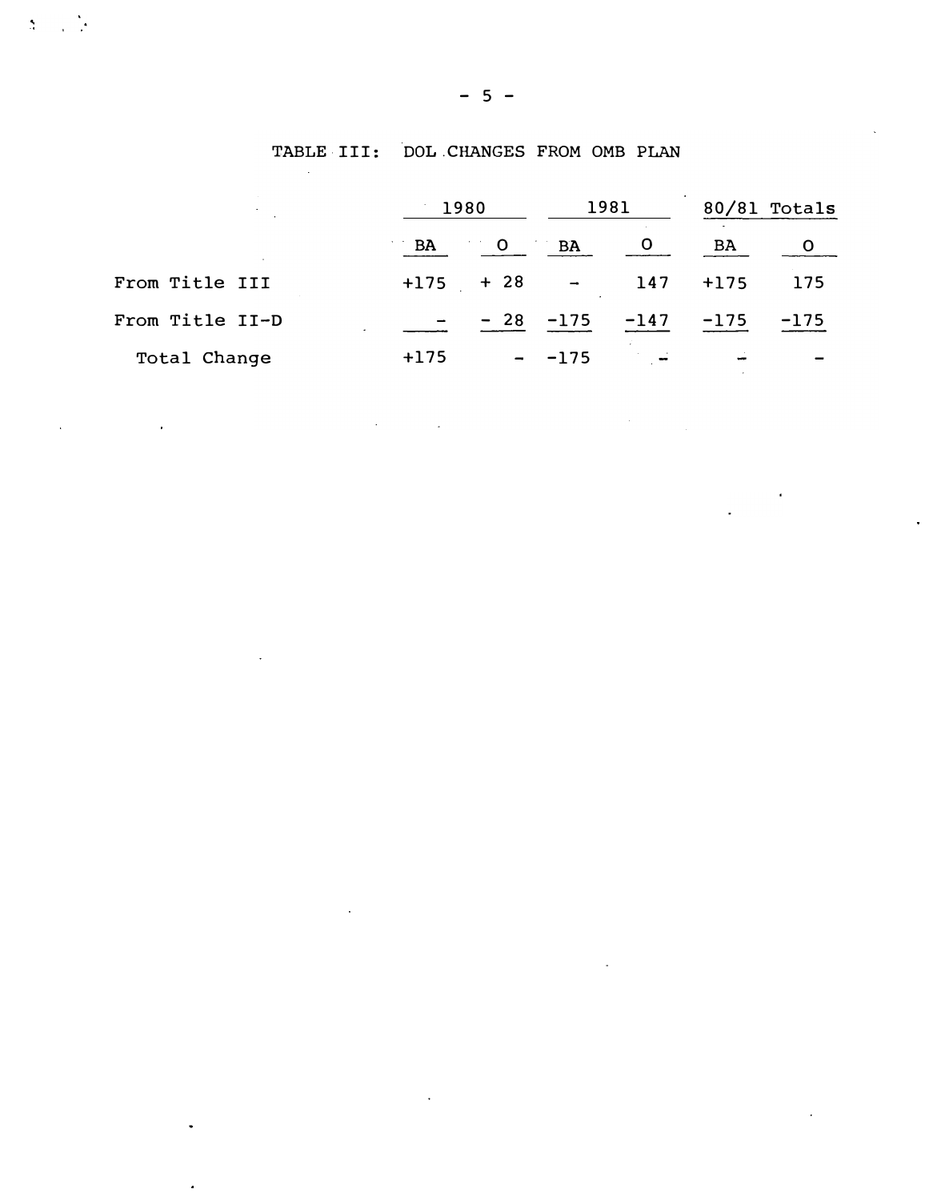TABLE III: DOL CHANGES FROM OMB PLAN

| | 1980 | | 1981 | | 80/81 Totals | |
|---|---|---|---|---|---|---|
| | BA | O | BA | O | BA | O |
| From Title III | +175 | + 28 | - | 147 | +175 | 175 |
| From Title II-D | - | - 28 | -175 | -147 | -175 | -175 |
| Total Change | +175 | - | -175 | - | - | - |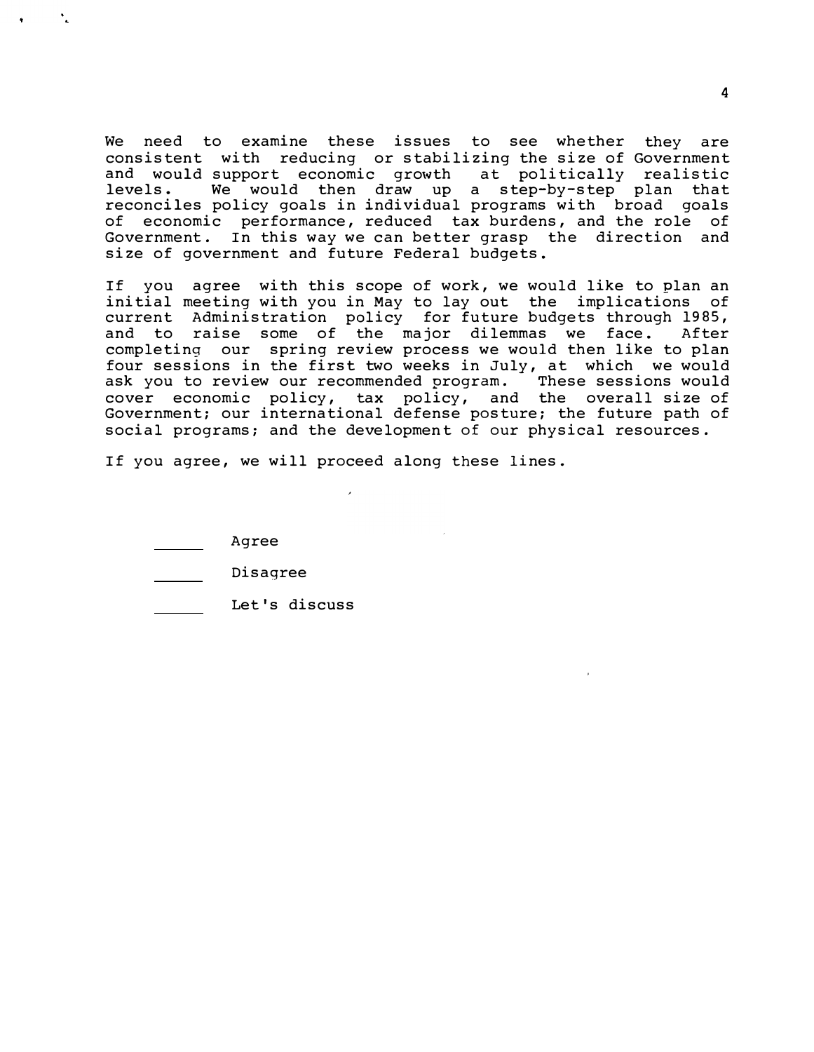We need to examine these issues to see whether they are consistent with reducing or stabilizing the size of Government and would support economic growth at politically realistic levels. We would then draw up a step-by-step plan that reconciles policy goals in individual programs with broad goals of economic performance, reduced tax burdens, and the role of Government. In this way we can better grasp the direction and size of government and future Federal budgets.

If you agree with this scope of work, we would like to plan an initial meeting with you in May to lay out the implications of current Administration policy for future budgets through 1985, and to raise some of the major dilemmas we face. After completing our spring review process we would then like to plan four sessions in the first two weeks in July, at which we would ask you to review our recommended program. These sessions would cover economic policy, tax policy, and the overall size of Government; our international defense posture; the future path of social programs; and the development of our physical resources.

If you agree, we will proceed along these lines.

______ Agree

______ Disagree

______ Let's discuss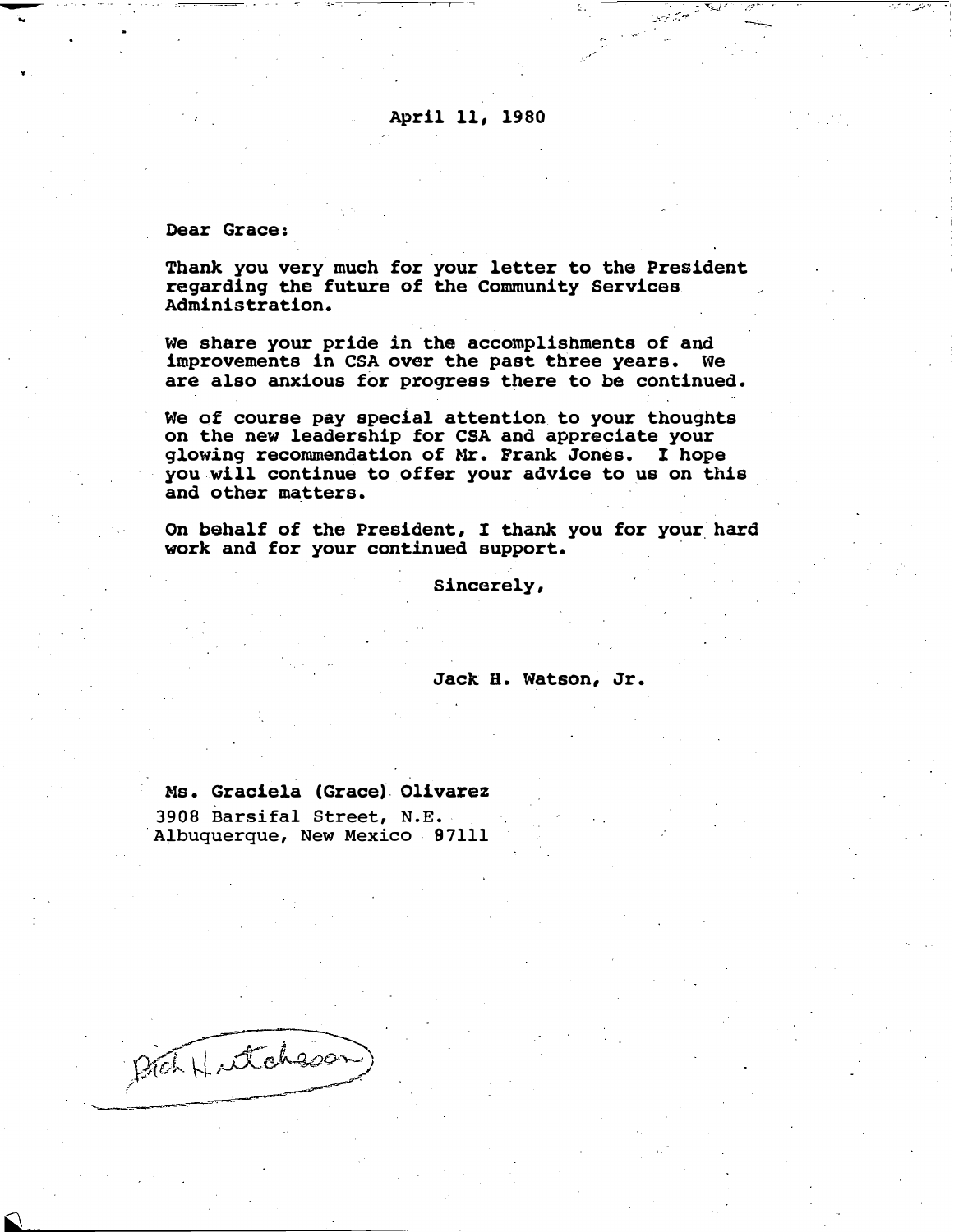April 11, 1980

Dear Grace:

Thank you very much for your letter to the President regarding the future of the Community Services Administration.

We share your pride in the accomplishments of and improvements in CSA over the past three years. We are also anxious for progress there to be continued.

We of course pay special attention to your thoughts on the new leadership for CSA and appreciate your glowing recommendation of Mr. Frank Jones. I hope you will continue to offer your advice to us on this and other matters.

On behalf of the President, I thank you for your hard work and for your continued support.

Sincerely,

Jack H. Watson, Jr.

Ms. Graciela (Grace) Olivarez
3908 Barsifal Street, N.E.
Albuquerque, New Mexico 87111

Rich Hutcheson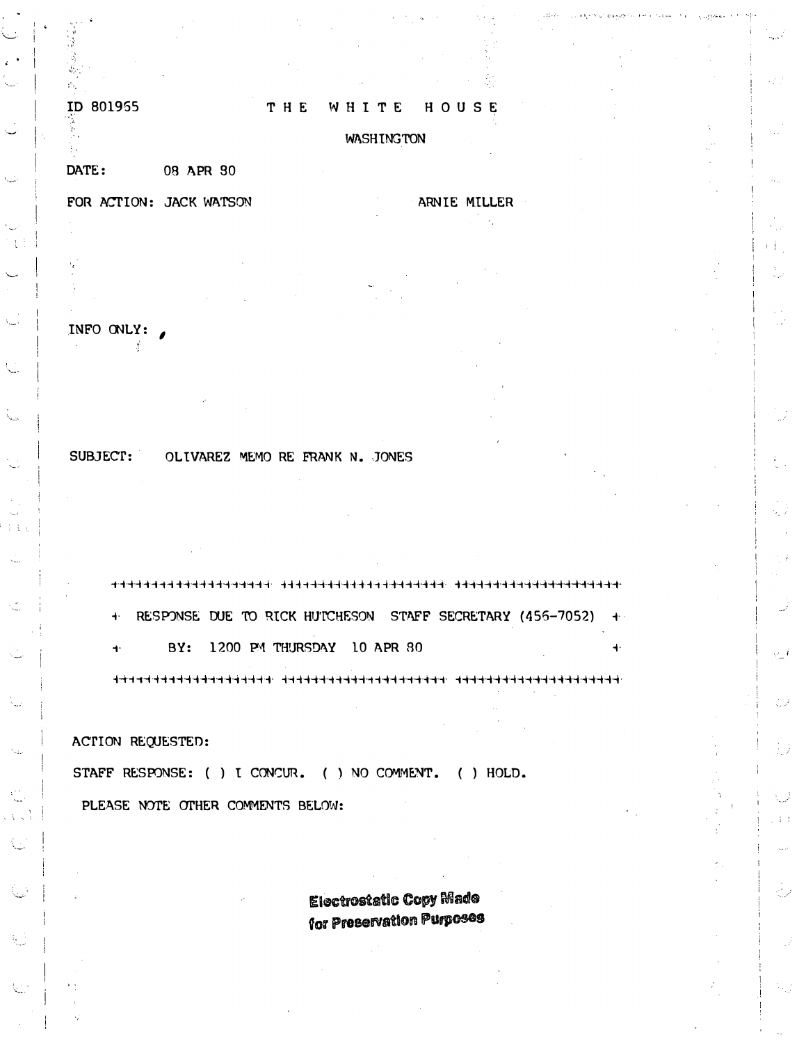ID 801955

# THE WHITE HOUSE

WASHINGTON

DATE: 08 APR 80

FOR ACTION: JACK WATSON ARNIE MILLER

INFO ONLY:

SUBJECT: OLIVAREZ MEMO RE FRANK N. JONES

++++++++++++++++++++++++++++++++++++++++++++++++++++++++++++

\+ RESPONSE DUE TO RICK HUTCHESON STAFF SECRETARY (456-7052) +

\+ BY: 1200 PM THURSDAY 10 APR 80 +

++++++++++++++++++++++++++++++++++++++++++++++++++++++++++++

ACTION REQUESTED:

STAFF RESPONSE: ( ) I CONCUR. ( ) NO COMMENT. ( ) HOLD.

PLEASE NOTE OTHER COMMENTS BELOW:

**Electrostatic Copy Made for Preservation Purposes**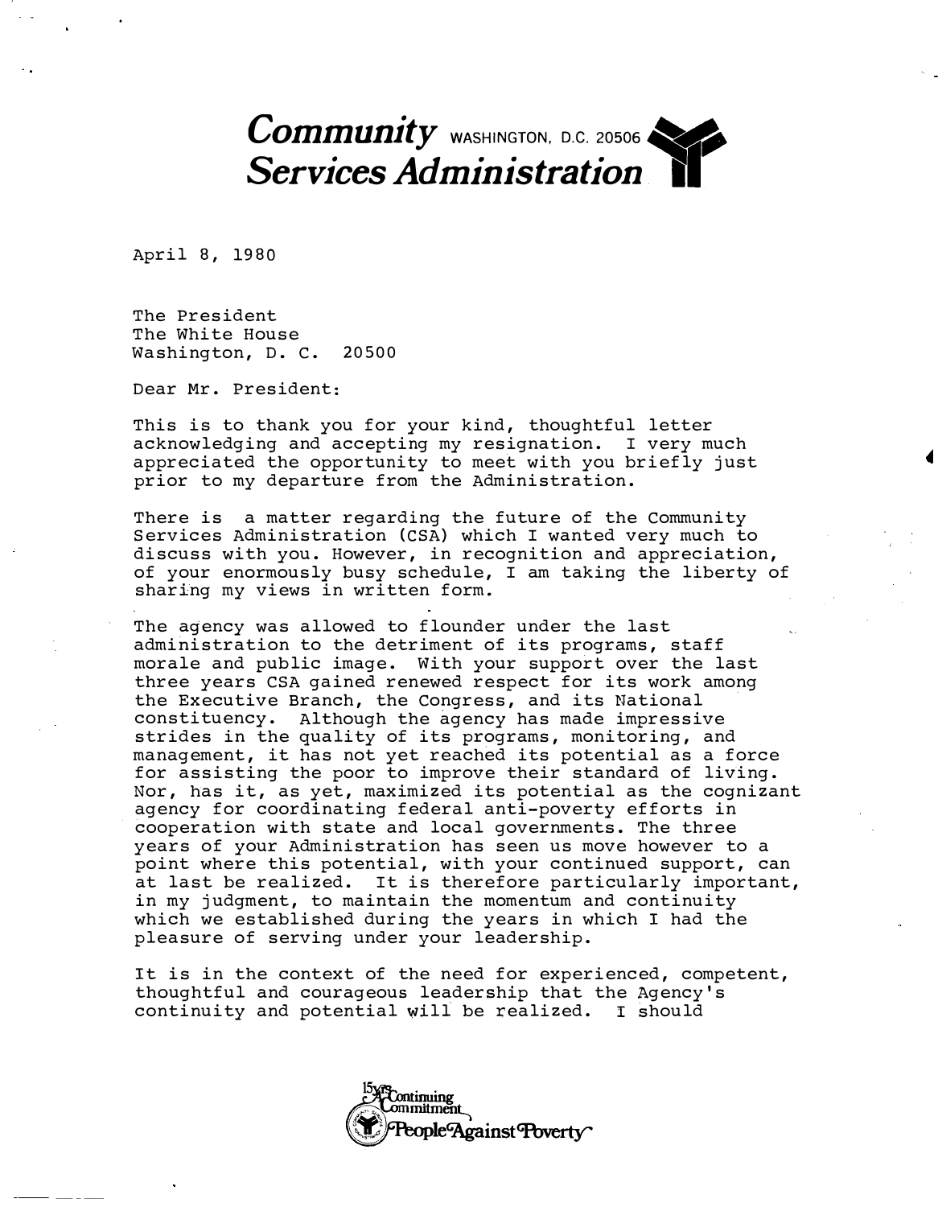# Community Services Administration

WASHINGTON, D.C. 20506

April 8, 1980

The President
The White House
Washington, D. C. 20500

Dear Mr. President:

This is to thank you for your kind, thoughtful letter acknowledging and accepting my resignation. I very much appreciated the opportunity to meet with you briefly just prior to my departure from the Administration.

There is a matter regarding the future of the Community Services Administration (CSA) which I wanted very much to discuss with you. However, in recognition and appreciation, of your enormously busy schedule, I am taking the liberty of sharing my views in written form.

The agency was allowed to flounder under the last administration to the detriment of its programs, staff morale and public image. With your support over the last three years CSA gained renewed respect for its work among the Executive Branch, the Congress, and its National constituency. Although the agency has made impressive strides in the quality of its programs, monitoring, and management, it has not yet reached its potential as a force for assisting the poor to improve their standard of living. Nor, has it, as yet, maximized its potential as the cognizant agency for coordinating federal anti-poverty efforts in cooperation with state and local governments. The three years of your Administration has seen us move however to a point where this potential, with your continued support, can at last be realized. It is therefore particularly important, in my judgment, to maintain the momentum and continuity which we established during the years in which I had the pleasure of serving under your leadership.

It is in the context of the need for experienced, competent, thoughtful and courageous leadership that the Agency's continuity and potential will be realized. I should

15 yrs Continuing Commitment People Against Poverty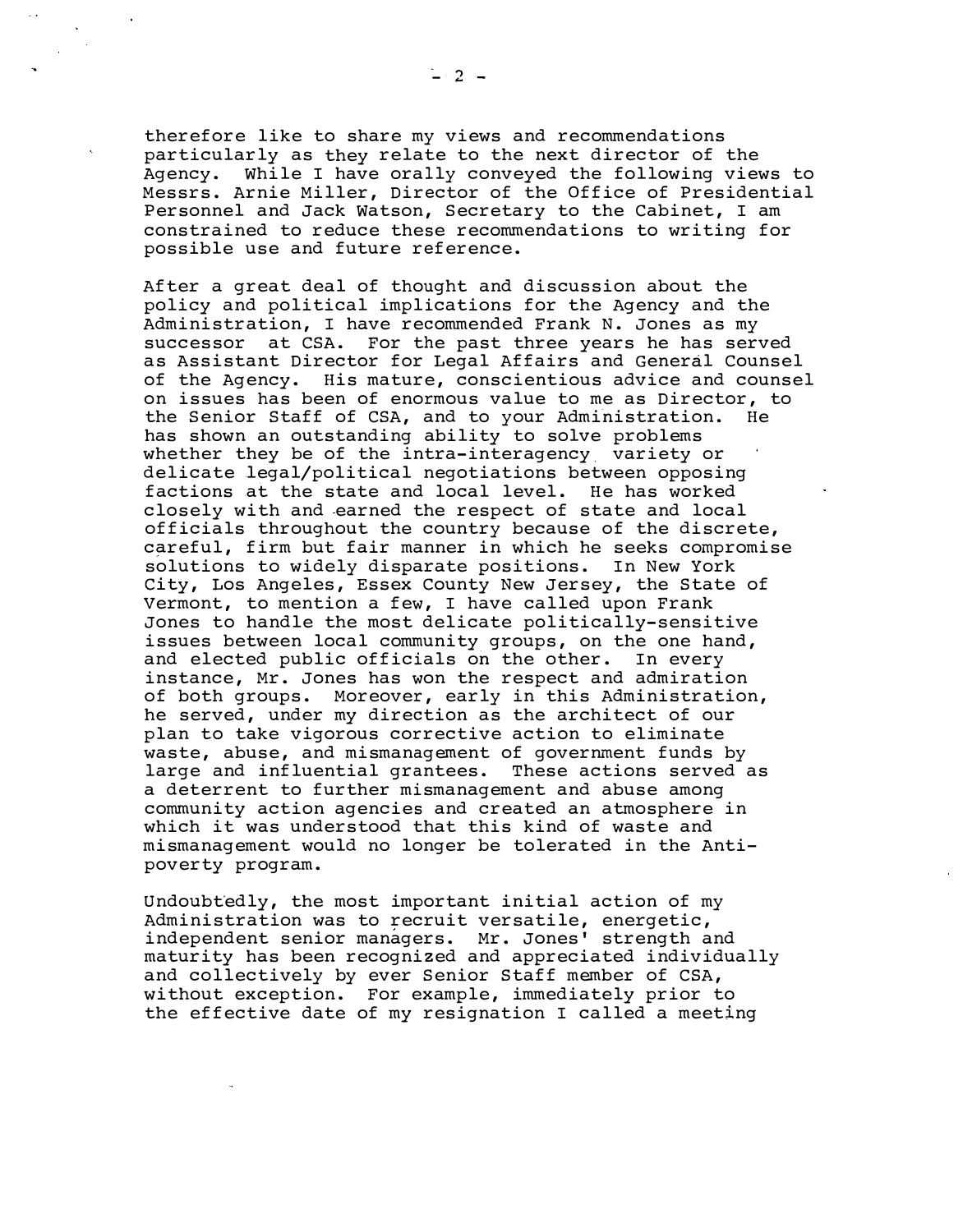therefore like to share my views and recommendations particularly as they relate to the next director of the Agency. While I have orally conveyed the following views to Messrs. Arnie Miller, Director of the Office of Presidential Personnel and Jack Watson, Secretary to the Cabinet, I am constrained to reduce these recommendations to writing for possible use and future reference.

After a great deal of thought and discussion about the policy and political implications for the Agency and the Administration, I have recommended Frank N. Jones as my successor at CSA. For the past three years he has served as Assistant Director for Legal Affairs and General Counsel of the Agency. His mature, conscientious advice and counsel on issues has been of enormous value to me as Director, to the Senior Staff of CSA, and to your Administration. He has shown an outstanding ability to solve problems whether they be of the intra-interagency variety or delicate legal/political negotiations between opposing factions at the state and local level. He has worked closely with and earned the respect of state and local officials throughout the country because of the discrete, careful, firm but fair manner in which he seeks compromise solutions to widely disparate positions. In New York City, Los Angeles, Essex County New Jersey, the State of Vermont, to mention a few, I have called upon Frank Jones to handle the most delicate politically-sensitive issues between local community groups, on the one hand, and elected public officials on the other. In every instance, Mr. Jones has won the respect and admiration of both groups. Moreover, early in this Administration, he served, under my direction as the architect of our plan to take vigorous corrective action to eliminate waste, abuse, and mismanagement of government funds by large and influential grantees. These actions served as a deterrent to further mismanagement and abuse among community action agencies and created an atmosphere in which it was understood that this kind of waste and mismanagement would no longer be tolerated in the Anti-poverty program.

Undoubtedly, the most important initial action of my Administration was to recruit versatile, energetic, independent senior managers. Mr. Jones' strength and maturity has been recognized and appreciated individually and collectively by ever Senior Staff member of CSA, without exception. For example, immediately prior to the effective date of my resignation I called a meeting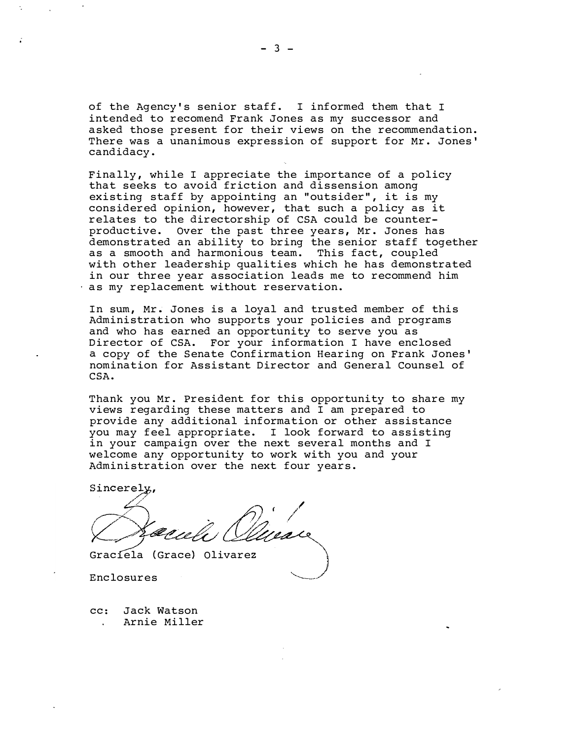of the Agency's senior staff. I informed them that I intended to recomend Frank Jones as my successor and asked those present for their views on the recommendation. There was a unanimous expression of support for Mr. Jones' candidacy.

Finally, while I appreciate the importance of a policy that seeks to avoid friction and dissension among existing staff by appointing an "outsider", it is my considered opinion, however, that such a policy as it relates to the directorship of CSA could be counter-productive. Over the past three years, Mr. Jones has demonstrated an ability to bring the senior staff together as a smooth and harmonious team. This fact, coupled with other leadership qualities which he has demonstrated in our three year association leads me to recommend him as my replacement without reservation.

In sum, Mr. Jones is a loyal and trusted member of this Administration who supports your policies and programs and who has earned an opportunity to serve you as Director of CSA. For your information I have enclosed a copy of the Senate Confirmation Hearing on Frank Jones' nomination for Assistant Director and General Counsel of CSA.

Thank you Mr. President for this opportunity to share my views regarding these matters and I am prepared to provide any additional information or other assistance you may feel appropriate. I look forward to assisting in your campaign over the next several months and I welcome any opportunity to work with you and your Administration over the next four years.

Sincerely,

Graciela (Grace) Olivarez

Enclosures

cc: Jack Watson
Arnie Miller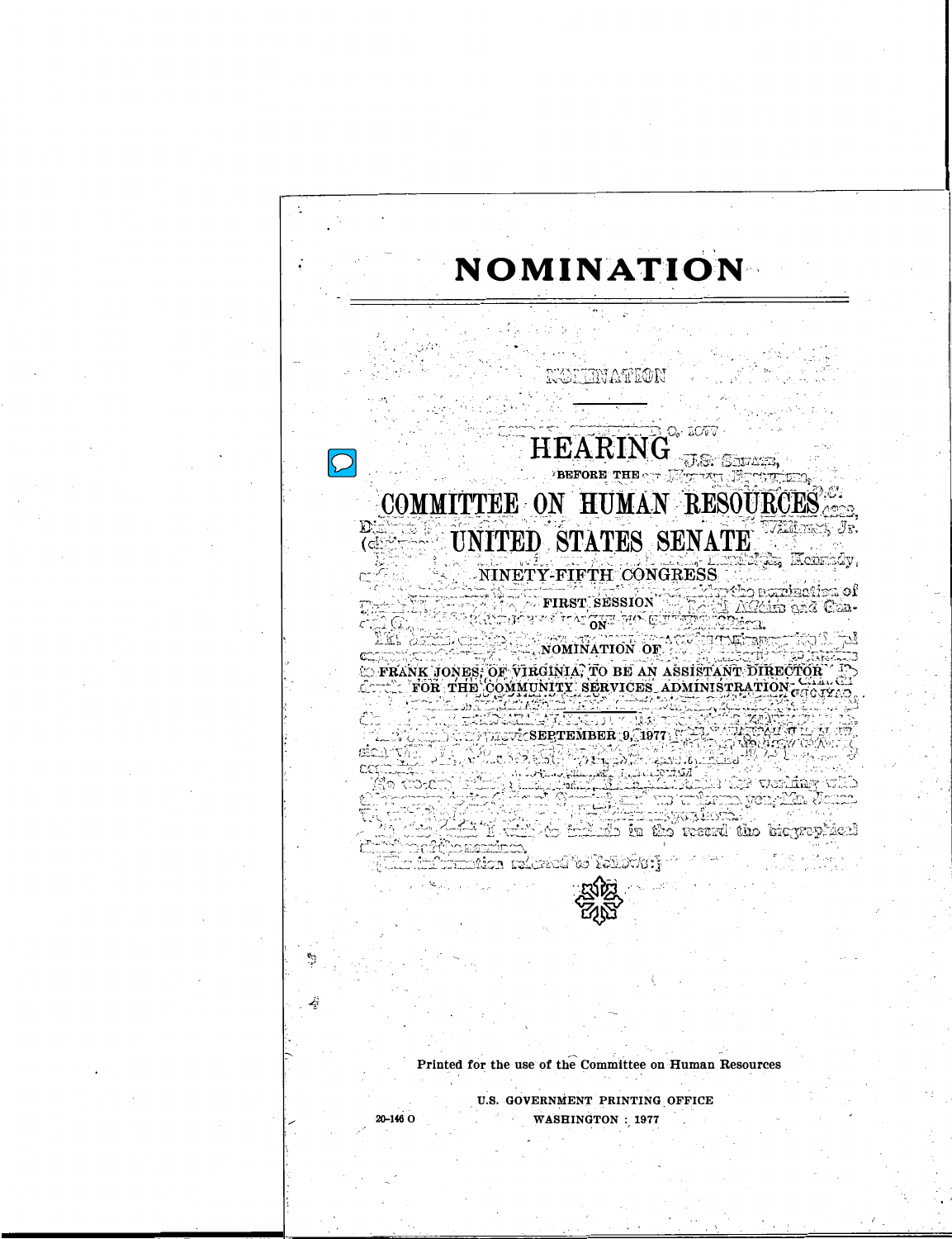# NOMINATION

## HEARING

BEFORE THE

## COMMITTEE ON HUMAN RESOURCES

## UNITED STATES SENATE

NINETY-FIFTH CONGRESS

FIRST SESSION

ON

NOMINATION OF

FRANK JONES, OF VIRGINIA, TO BE AN ASSISTANT DIRECTOR FOR THE COMMUNITY SERVICES ADMINISTRATION

SEPTEMBER 9, 1977

Printed for the use of the Committee on Human Resources

U.S. GOVERNMENT PRINTING OFFICE

20-146 O WASHINGTON : 1977